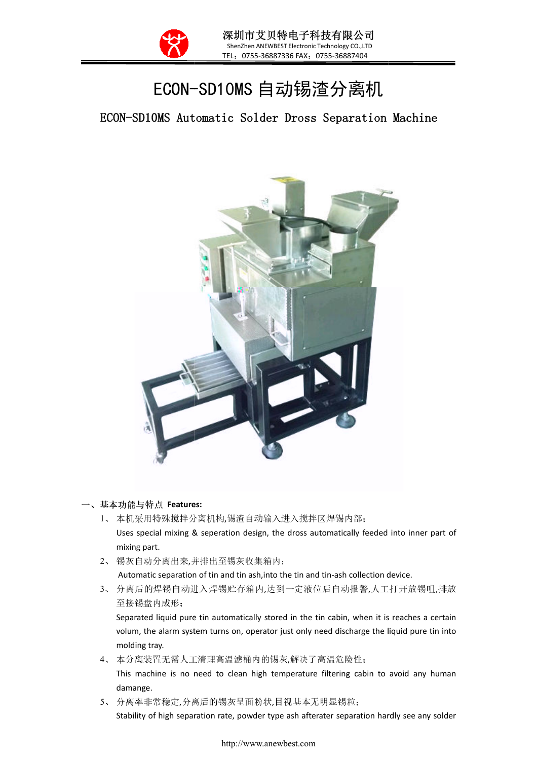# ECON-SD10MS 自动锡渣分离机

## ECON-SD10MS Automatic Solder Dross Separation Machine

## 一、基本功能与特点 Features:

1、 本机采用特殊搅拌分离机构,锡渣自动输入进入搅拌区焊锡内部;

Uses special mixing & seperation design, the dross automatically feeded into inner part of mixing part.

2、 锡灰自动分离出来,并排出至锡灰收集箱内;

Automatic separation of tin and tin ash,into the tin and tin-ash collection device.

3、 分离后的焊锡自动进入焊锡贮存箱内,达到一定液位后自动报警,人工打开放锡咀,排放至接锡盘内成形;

Separated liquid pure tin automatically stored in the tin cabin, when it is reaches a certain volum, the alarm system turns on, operator just only need discharge the liquid pure tin into molding tray.

4、 本分离装置无需人工清理高温滤桶内的锡灰,解决了高温危险性;

This machine is no need to clean high temperature filtering cabin to avoid any human damange.

5、 分离率非常稳定,分离后的锡灰呈面粉状,目视基本无明显锡粒;

Stability of high separation rate, powder type ash afterater separation hardly see any solder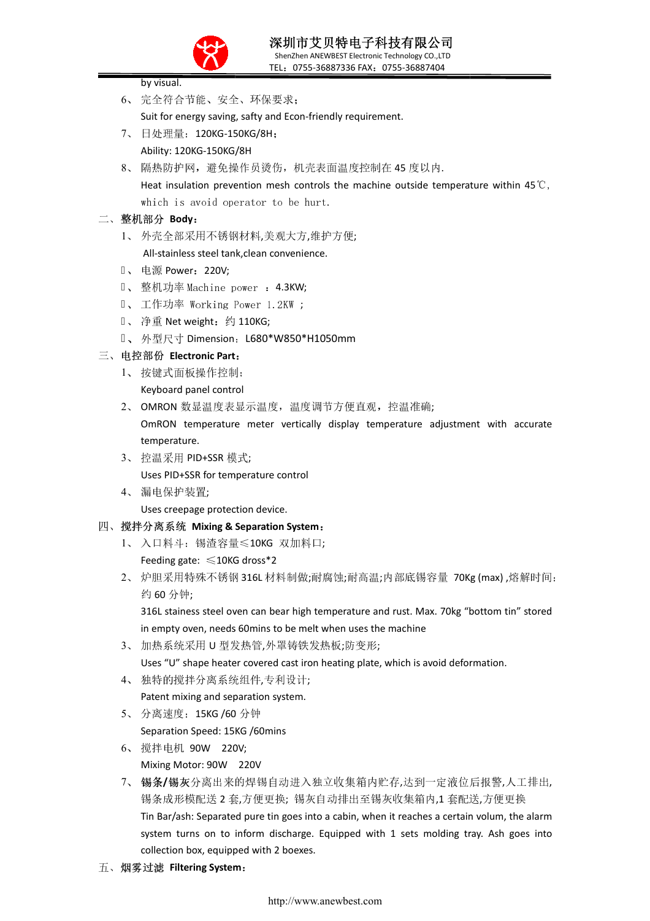by visual.

6、 完全符合节能、安全、环保要求；

Suit for energy saving, safty and Econ-friendly requirement.

7、 日处理量：120KG-150KG/8H；

Ability: 120KG-150KG/8H

8、 隔热防护网，避免操作员烫伤，机壳表面温度控制在 45 度以内.

Heat insulation prevention mesh controls the machine outside temperature within 45℃, which is avoid operator to be hurt.

二、整机部分 **Body**：

1、 外壳全部采用不锈钢材料,美观大方,维护方便;

All-stainless steel tank,clean convenience.

、 电源 Power：220V;

、 整机功率 Machine power ：4.3KW;

、 工作功率 Working Power 1.2KW ；

、 净重 Net weight：约 110KG;

、 外型尺寸 Dimension：L680*W850*H1050mm

三、电控部份 **Electronic Part**：

1、 按键式面板操作控制;

Keyboard panel control

2、 OMRON 数显温度表显示温度，温度调节方便直观，控温准确;

OmRON temperature meter vertically display temperature adjustment with accurate temperature.

3、 控温采用 PID+SSR 模式;

Uses PID+SSR for temperature control

4、 漏电保护装置;

Uses creepage protection device.

四、搅拌分离系统 **Mixing & Separation System**：

1、 入口料斗：锡渣容量≤10KG 双加料口;

Feeding gate: ≤10KG dross*2

2、 炉胆采用特殊不锈钢 316L 材料制做;耐腐蚀;耐高温;内部底锡容量 70Kg (max) ,熔解时间：约 60 分钟;

316L stainess steel oven can bear high temperature and rust. Max. 70kg “bottom tin” stored in empty oven, needs 60mins to be melt when uses the machine

3、 加热系统采用 U 型发热管,外罩铸铁发热板;防变形;

Uses “U” shape heater covered cast iron heating plate, which is avoid deformation.

4、 独特的搅拌分离系统组件,专利设计;

Patent mixing and separation system.

5、 分离速度：15KG /60 分钟

Separation Speed: 15KG /60mins

6、 搅拌电机 90W 220V;

Mixing Motor: 90W 220V

7、 **锡条/锡灰**分离出来的焊锡自动进入独立收集箱内贮存,达到一定液位后报警,人工排出,锡条成形模配送 2 套,方便更换; 锡灰自动排出至锡灰收集箱内,1 套配送,方便更换

Tin Bar/ash: Separated pure tin goes into a cabin, when it reaches a certain volum, the alarm system turns on to inform discharge. Equipped with 1 sets molding tray. Ash goes into collection box, equipped with 2 boexes.

五、烟雾过滤 **Filtering System**：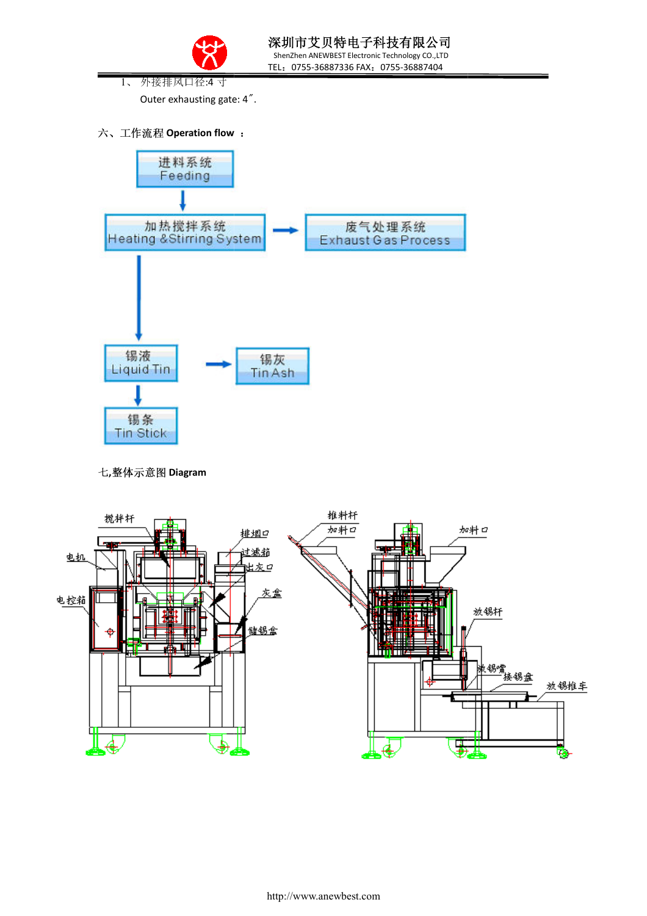1、 外接排风口径:4 寸

Outer exhausting gate: 4˝.

六、工作流程 **Operation flow** ：

进料系统 Feeding

加热搅拌系统 Heating &Stirring System

废气处理系统 Exhaust Gas Process

锡液 Liquid Tin

锡灰 Tin Ash

锡条 Tin Stick

七,整体示意图 **Diagram**

搅拌杆

电机

电控箱

排烟口

过滤箱

出灰口

灰盒

储锡盒

推料杆

加料口

加料口

放锡杆

放锡嘴

接锡盘

放锡推车